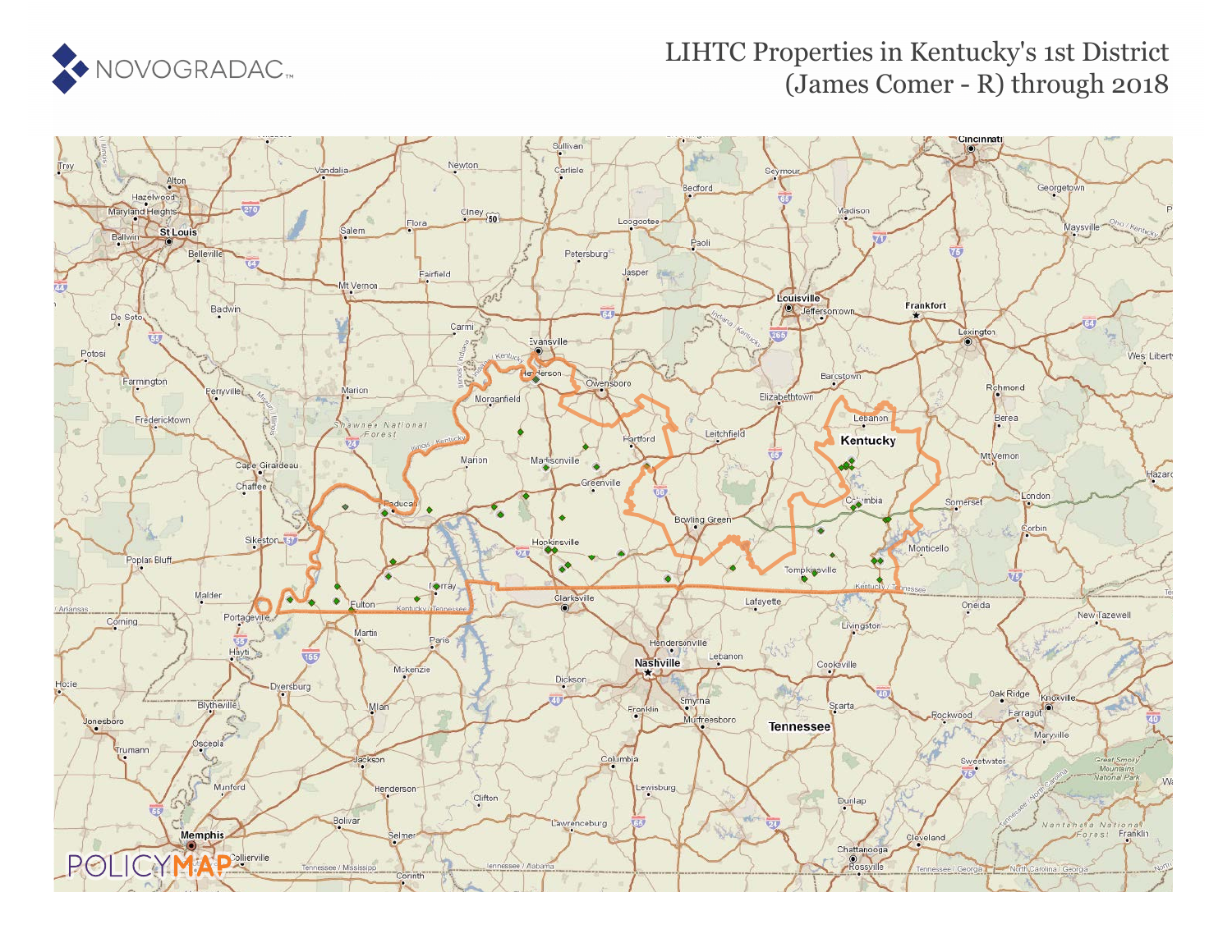NOVOGRADAC

# LIHTC Properties in Kentucky's 1st District (James Comer - R) through 2018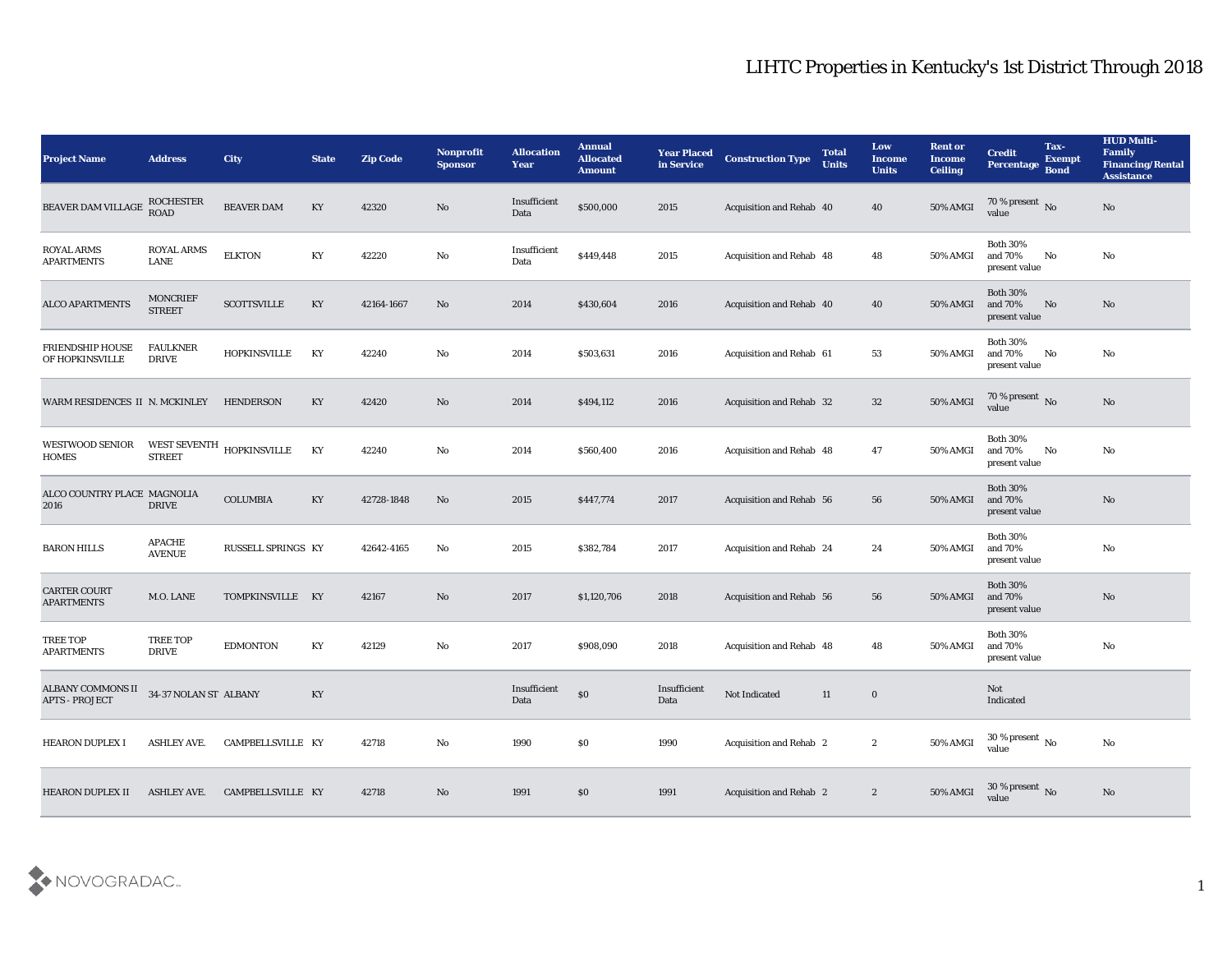# LIHTC Properties in Kentucky's 1st District Through 2018

| Project Name | Address | City | State | Zip Code | Nonprofit Sponsor | Allocation Year | Annual Allocated Amount | Year Placed in Service | Construction Type | Total Units | Low Income Units | Rent or Income Ceiling | Credit Percentage | Tax-Exempt Bond | HUD Multi-Family Financing/Rental Assistance |
|---|---|---|---|---|---|---|---|---|---|---|---|---|---|---|---|
| BEAVER DAM VILLAGE | ROCHESTER ROAD | BEAVER DAM | KY | 42320 | No | Insufficient Data | $500,000 | 2015 | Acquisition and Rehab | 40 | 40 | 50% AMGI | 70 % present value | No | No |
| ROYAL ARMS APARTMENTS | ROYAL ARMS LANE | ELKTON | KY | 42220 | No | Insufficient Data | $449,448 | 2015 | Acquisition and Rehab | 48 | 48 | 50% AMGI | Both 30% and 70% present value | No | No |
| ALCO APARTMENTS | MONCRIEF STREET | SCOTTSVILLE | KY | 42164-1667 | No | 2014 | $430,604 | 2016 | Acquisition and Rehab | 40 | 40 | 50% AMGI | Both 30% and 70% present value | No | No |
| FRIENDSHIP HOUSE OF HOPKINSVILLE | FAULKNER DRIVE | HOPKINSVILLE | KY | 42240 | No | 2014 | $503,631 | 2016 | Acquisition and Rehab | 61 | 53 | 50% AMGI | Both 30% and 70% present value | No | No |
| WARM RESIDENCES II | N. MCKINLEY | HENDERSON | KY | 42420 | No | 2014 | $494,112 | 2016 | Acquisition and Rehab | 32 | 32 | 50% AMGI | 70 % present value | No | No |
| WESTWOOD SENIOR HOMES | WEST SEVENTH STREET | HOPKINSVILLE | KY | 42240 | No | 2014 | $560,400 | 2016 | Acquisition and Rehab | 48 | 47 | 50% AMGI | Both 30% and 70% present value | No | No |
| ALCO COUNTRY PLACE 2016 | MAGNOLIA DRIVE | COLUMBIA | KY | 42728-1848 | No | 2015 | $447,774 | 2017 | Acquisition and Rehab | 56 | 56 | 50% AMGI | Both 30% and 70% present value | | No |
| BARON HILLS | APACHE AVENUE | RUSSELL SPRINGS | KY | 42642-4165 | No | 2015 | $382,784 | 2017 | Acquisition and Rehab | 24 | 24 | 50% AMGI | Both 30% and 70% present value | | No |
| CARTER COURT APARTMENTS | M.O. LANE | TOMPKINSVILLE | KY | 42167 | No | 2017 | $1,120,706 | 2018 | Acquisition and Rehab | 56 | 56 | 50% AMGI | Both 30% and 70% present value | | No |
| TREE TOP APARTMENTS | TREE TOP DRIVE | EDMONTON | KY | 42129 | No | 2017 | $908,090 | 2018 | Acquisition and Rehab | 48 | 48 | 50% AMGI | Both 30% and 70% present value | | No |
| ALBANY COMMONS II APTS - PROJECT | 34-37 NOLAN ST | ALBANY | KY | | | Insufficient Data | $0 | Insufficient Data | Not Indicated | 11 | 0 | | Not Indicated | | |
| HEARON DUPLEX I | ASHLEY AVE. | CAMPBELLSVILLE | KY | 42718 | No | 1990 | $0 | 1990 | Acquisition and Rehab | 2 | 2 | 50% AMGI | 30 % present value | No | No |
| HEARON DUPLEX II | ASHLEY AVE. | CAMPBELLSVILLE | KY | 42718 | No | 1991 | $0 | 1991 | Acquisition and Rehab | 2 | 2 | 50% AMGI | 30 % present value | No | No |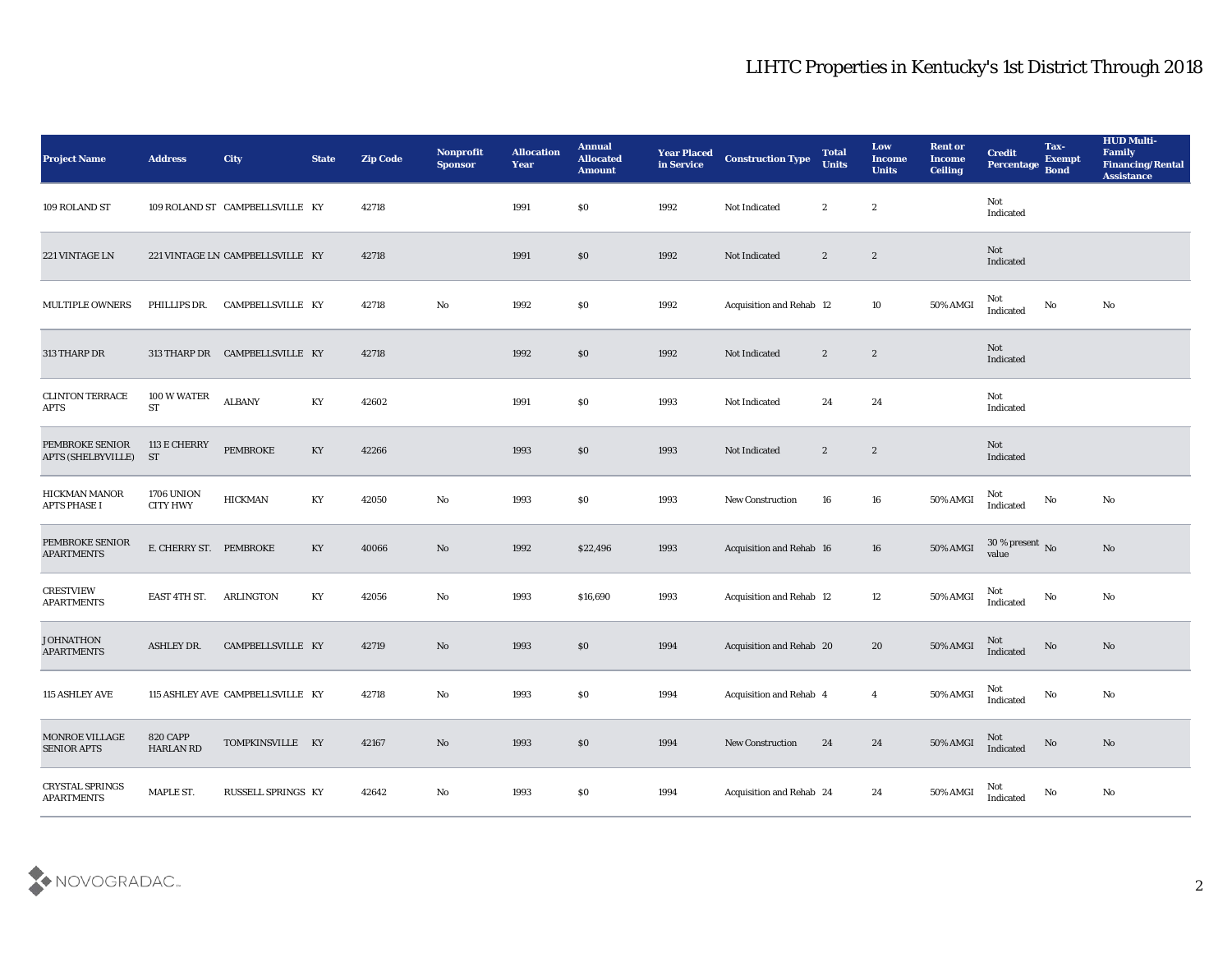## LIHTC Properties in Kentucky's 1st District Through 2018

| Project Name | Address | City | State | Zip Code | Nonprofit Sponsor | Allocation Year | Annual Allocated Amount | Year Placed in Service | Construction Type | Total Units | Low Income Units | Rent or Income Ceiling | Credit Percentage | Tax-Exempt Bond | HUD Multi-Family Financing/Rental Assistance |
|---|---|---|---|---|---|---|---|---|---|---|---|---|---|---|---|
| 109 ROLAND ST | 109 ROLAND ST | CAMPBELLSVILLE | KY | 42718 | | 1991 | $0 | 1992 | Not Indicated | 2 | 2 | | Not Indicated | | |
| 221 VINTAGE LN | 221 VINTAGE LN | CAMPBELLSVILLE | KY | 42718 | | 1991 | $0 | 1992 | Not Indicated | 2 | 2 | | Not Indicated | | |
| MULTIPLE OWNERS | PHILLIPS DR. | CAMPBELLSVILLE | KY | 42718 | No | 1992 | $0 | 1992 | Acquisition and Rehab | 12 | 10 | 50% AMGI | Not Indicated | No | No |
| 313 THARP DR | 313 THARP DR | CAMPBELLSVILLE | KY | 42718 | | 1992 | $0 | 1992 | Not Indicated | 2 | 2 | | Not Indicated | | |
| CLINTON TERRACE APTS | 100 W WATER ST | ALBANY | KY | 42602 | | 1991 | $0 | 1993 | Not Indicated | 24 | 24 | | Not Indicated | | |
| PEMBROKE SENIOR APTS (SHELBYVILLE) | 113 E CHERRY ST | PEMBROKE | KY | 42266 | | 1993 | $0 | 1993 | Not Indicated | 2 | 2 | | Not Indicated | | |
| HICKMAN MANOR APTS PHASE I | 1706 UNION CITY HWY | HICKMAN | KY | 42050 | No | 1993 | $0 | 1993 | New Construction | 16 | 16 | 50% AMGI | Not Indicated | No | No |
| PEMBROKE SENIOR APARTMENTS | E. CHERRY ST. | PEMBROKE | KY | 40066 | No | 1992 | $22,496 | 1993 | Acquisition and Rehab | 16 | 16 | 50% AMGI | 30 % present value | No | No |
| CRESTVIEW APARTMENTS | EAST 4TH ST. | ARLINGTON | KY | 42056 | No | 1993 | $16,690 | 1993 | Acquisition and Rehab | 12 | 12 | 50% AMGI | Not Indicated | No | No |
| JOHNATHON APARTMENTS | ASHLEY DR. | CAMPBELLSVILLE | KY | 42719 | No | 1993 | $0 | 1994 | Acquisition and Rehab | 20 | 20 | 50% AMGI | Not Indicated | No | No |
| 115 ASHLEY AVE | 115 ASHLEY AVE | CAMPBELLSVILLE | KY | 42718 | No | 1993 | $0 | 1994 | Acquisition and Rehab | 4 | 4 | 50% AMGI | Not Indicated | No | No |
| MONROE VILLAGE SENIOR APTS | 820 CAPP HARLAN RD | TOMPKINSVILLE | KY | 42167 | No | 1993 | $0 | 1994 | New Construction | 24 | 24 | 50% AMGI | Not Indicated | No | No |
| CRYSTAL SPRINGS APARTMENTS | MAPLE ST. | RUSSELL SPRINGS | KY | 42642 | No | 1993 | $0 | 1994 | Acquisition and Rehab | 24 | 24 | 50% AMGI | Not Indicated | No | No |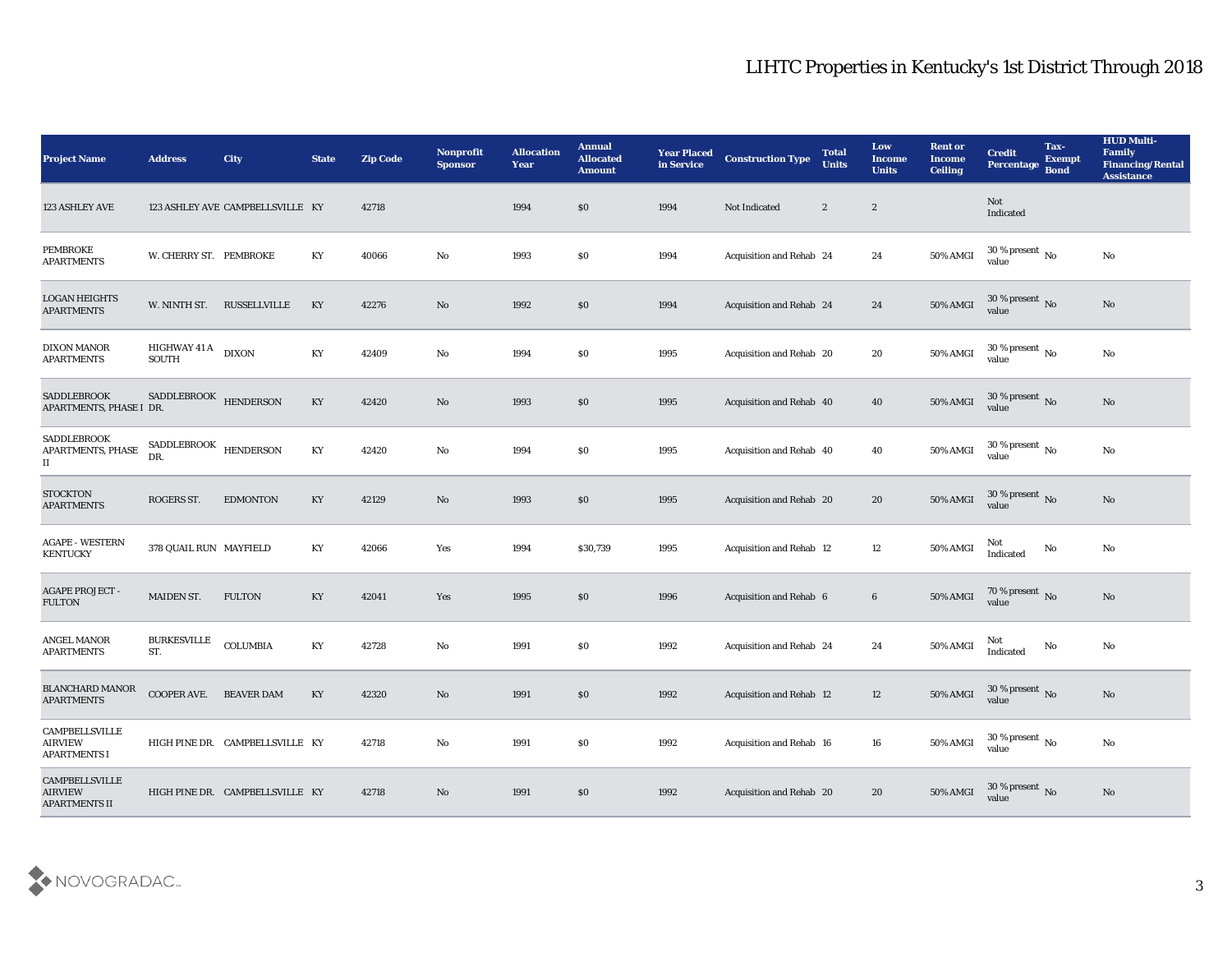# LIHTC Properties in Kentucky's 1st District Through 2018

| Project Name | Address | City | State | Zip Code | Nonprofit Sponsor | Allocation Year | Annual Allocated Amount | Year Placed in Service | Construction Type | Total Units | Low Income Units | Rent or Income Ceiling | Credit Percentage | Tax-Exempt Bond | HUD Multi-Family Financing/Rental Assistance |
|---|---|---|---|---|---|---|---|---|---|---|---|---|---|---|---|
| 123 ASHLEY AVE | 123 ASHLEY AVE | CAMPBELLSVILLE | KY | 42718 | | 1994 | $0 | 1994 | Not Indicated | 2 | 2 | | Not Indicated | | |
| PEMBROKE APARTMENTS | W. CHERRY ST. | PEMBROKE | KY | 40066 | No | 1993 | $0 | 1994 | Acquisition and Rehab | 24 | 24 | 50% AMGI | 30 % present value | No | No |
| LOGAN HEIGHTS APARTMENTS | W. NINTH ST. | RUSSELLVILLE | KY | 42276 | No | 1992 | $0 | 1994 | Acquisition and Rehab | 24 | 24 | 50% AMGI | 30 % present value | No | No |
| DIXON MANOR APARTMENTS | HIGHWAY 41 A SOUTH | DIXON | KY | 42409 | No | 1994 | $0 | 1995 | Acquisition and Rehab | 20 | 20 | 50% AMGI | 30 % present value | No | No |
| SADDLEBROOK APARTMENTS, PHASE I | SADDLEBROOK DR. | HENDERSON | KY | 42420 | No | 1993 | $0 | 1995 | Acquisition and Rehab | 40 | 40 | 50% AMGI | 30 % present value | No | No |
| SADDLEBROOK APARTMENTS, PHASE II | SADDLEBROOK DR. | HENDERSON | KY | 42420 | No | 1994 | $0 | 1995 | Acquisition and Rehab | 40 | 40 | 50% AMGI | 30 % present value | No | No |
| STOCKTON APARTMENTS | ROGERS ST. | EDMONTON | KY | 42129 | No | 1993 | $0 | 1995 | Acquisition and Rehab | 20 | 20 | 50% AMGI | 30 % present value | No | No |
| AGAPE - WESTERN KENTUCKY | 378 QUAIL RUN | MAYFIELD | KY | 42066 | Yes | 1994 | $30,739 | 1995 | Acquisition and Rehab | 12 | 12 | 50% AMGI | Not Indicated | No | No |
| AGAPE PROJECT - FULTON | MAIDEN ST. | FULTON | KY | 42041 | Yes | 1995 | $0 | 1996 | Acquisition and Rehab | 6 | 6 | 50% AMGI | 70 % present value | No | No |
| ANGEL MANOR APARTMENTS | BURKESVILLE ST. | COLUMBIA | KY | 42728 | No | 1991 | $0 | 1992 | Acquisition and Rehab | 24 | 24 | 50% AMGI | Not Indicated | No | No |
| BLANCHARD MANOR APARTMENTS | COOPER AVE. | BEAVER DAM | KY | 42320 | No | 1991 | $0 | 1992 | Acquisition and Rehab | 12 | 12 | 50% AMGI | 30 % present value | No | No |
| CAMPBELLSVILLE AIRVIEW APARTMENTS I | HIGH PINE DR. | CAMPBELLSVILLE | KY | 42718 | No | 1991 | $0 | 1992 | Acquisition and Rehab | 16 | 16 | 50% AMGI | 30 % present value | No | No |
| CAMPBELLSVILLE AIRVIEW APARTMENTS II | HIGH PINE DR. | CAMPBELLSVILLE | KY | 42718 | No | 1991 | $0 | 1992 | Acquisition and Rehab | 20 | 20 | 50% AMGI | 30 % present value | No | No |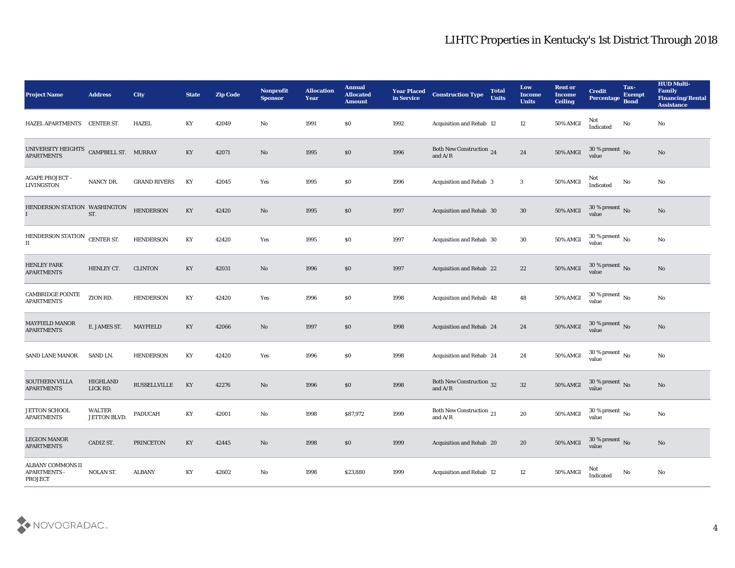# LIHTC Properties in Kentucky's 1st District Through 2018

| Project Name | Address | City | State | Zip Code | Nonprofit Sponsor | Allocation Year | Annual Allocated Amount | Year Placed in Service | Construction Type | Total Units | Low Income Units | Rent or Income Ceiling | Credit Percentage | Tax-Exempt Bond | HUD Multi-Family Financing/Rental Assistance |
|---|---|---|---|---|---|---|---|---|---|---|---|---|---|---|---|
| HAZEL APARTMENTS | CENTER ST. | HAZEL | KY | 42049 | No | 1991 | $0 | 1992 | Acquisition and Rehab | 12 | 12 | 50% AMGI | Not Indicated | No | No |
| UNIVERSITY HEIGHTS APARTMENTS | CAMPBELL ST. | MURRAY | KY | 42071 | No | 1995 | $0 | 1996 | Both New Construction and A/R | 24 | 24 | 50% AMGI | 30 % present value | No | No |
| AGAPE PROJECT - LIVINGSTON | NANCY DR. | GRAND RIVERS | KY | 42045 | Yes | 1995 | $0 | 1996 | Acquisition and Rehab | 3 | 3 | 50% AMGI | Not Indicated | No | No |
| HENDERSON STATION I | WASHINGTON ST. | HENDERSON | KY | 42420 | No | 1995 | $0 | 1997 | Acquisition and Rehab | 30 | 30 | 50% AMGI | 30 % present value | No | No |
| HENDERSON STATION II | CENTER ST. | HENDERSON | KY | 42420 | Yes | 1995 | $0 | 1997 | Acquisition and Rehab | 30 | 30 | 50% AMGI | 30 % present value | No | No |
| HENLEY PARK APARTMENTS | HENLEY CT. | CLINTON | KY | 42031 | No | 1996 | $0 | 1997 | Acquisition and Rehab | 22 | 22 | 50% AMGI | 30 % present value | No | No |
| CAMBRIDGE POINTE APARTMENTS | ZION RD. | HENDERSON | KY | 42420 | Yes | 1996 | $0 | 1998 | Acquisition and Rehab | 48 | 48 | 50% AMGI | 30 % present value | No | No |
| MAYFIELD MANOR APARTMENTS | E. JAMES ST. | MAYFIELD | KY | 42066 | No | 1997 | $0 | 1998 | Acquisition and Rehab | 24 | 24 | 50% AMGI | 30 % present value | No | No |
| SAND LANE MANOR | SAND LN. | HENDERSON | KY | 42420 | Yes | 1996 | $0 | 1998 | Acquisition and Rehab | 24 | 24 | 50% AMGI | 30 % present value | No | No |
| SOUTHERN VILLA APARTMENTS | HIGHLAND LICK RD. | RUSSELLVILLE | KY | 42276 | No | 1996 | $0 | 1998 | Both New Construction and A/R | 32 | 32 | 50% AMGI | 30 % present value | No | No |
| JETTON SCHOOL APARTMENTS | WALTER JETTON BLVD. | PADUCAH | KY | 42001 | No | 1998 | $87,972 | 1999 | Both New Construction and A/R | 21 | 20 | 50% AMGI | 30 % present value | No | No |
| LEGION MANOR APARTMENTS | CADIZ ST. | PRINCETON | KY | 42445 | No | 1998 | $0 | 1999 | Acquisition and Rehab | 20 | 20 | 50% AMGI | 30 % present value | No | No |
| ALBANY COMMONS II APARTMENTS - PROJECT | NOLAN ST. | ALBANY | KY | 42602 | No | 1998 | $23,880 | 1999 | Acquisition and Rehab | 12 | 12 | 50% AMGI | Not Indicated | No | No |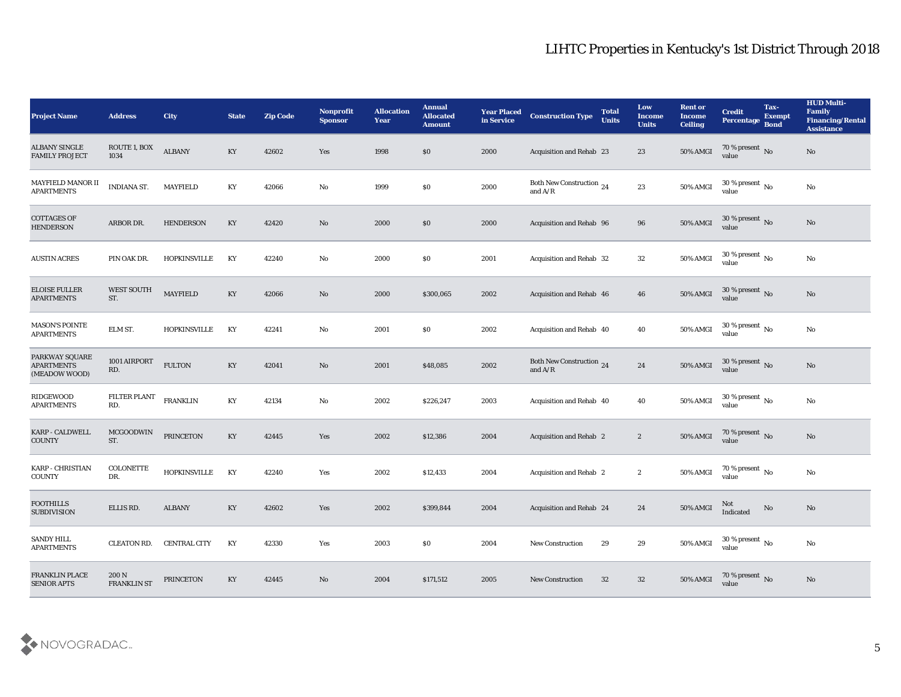# LIHTC Properties in Kentucky's 1st District Through 2018

| Project Name | Address | City | State | Zip Code | Nonprofit Sponsor | Allocation Year | Annual Allocated Amount | Year Placed in Service | Construction Type | Total Units | Low Income Units | Rent or Income Ceiling | Credit Percentage | Tax-Exempt Bond | HUD Multi-Family Financing/Rental Assistance |
|---|---|---|---|---|---|---|---|---|---|---|---|---|---|---|---|
| ALBANY SINGLE FAMILY PROJECT | ROUTE 1, BOX 1034 | ALBANY | KY | 42602 | Yes | 1998 | $0 | 2000 | Acquisition and Rehab | 23 | 23 | 50% AMGI | 70 % present value | No | No |
| MAYFIELD MANOR II APARTMENTS | INDIANA ST. | MAYFIELD | KY | 42066 | No | 1999 | $0 | 2000 | Both New Construction and A/R | 24 | 23 | 50% AMGI | 30 % present value | No | No |
| COTTAGES OF HENDERSON | ARBOR DR. | HENDERSON | KY | 42420 | No | 2000 | $0 | 2000 | Acquisition and Rehab | 96 | 96 | 50% AMGI | 30 % present value | No | No |
| AUSTIN ACRES | PIN OAK DR. | HOPKINSVILLE | KY | 42240 | No | 2000 | $0 | 2001 | Acquisition and Rehab | 32 | 32 | 50% AMGI | 30 % present value | No | No |
| ELOISE FULLER APARTMENTS | WEST SOUTH ST. | MAYFIELD | KY | 42066 | No | 2000 | $300,065 | 2002 | Acquisition and Rehab | 46 | 46 | 50% AMGI | 30 % present value | No | No |
| MASON'S POINTE APARTMENTS | ELM ST. | HOPKINSVILLE | KY | 42241 | No | 2001 | $0 | 2002 | Acquisition and Rehab | 40 | 40 | 50% AMGI | 30 % present value | No | No |
| PARKWAY SQUARE APARTMENTS (MEADOW WOOD) | 1001 AIRPORT RD. | FULTON | KY | 42041 | No | 2001 | $48,085 | 2002 | Both New Construction and A/R | 24 | 24 | 50% AMGI | 30 % present value | No | No |
| RIDGEWOOD APARTMENTS | FILTER PLANT RD. | FRANKLIN | KY | 42134 | No | 2002 | $226,247 | 2003 | Acquisition and Rehab | 40 | 40 | 50% AMGI | 30 % present value | No | No |
| KARP - CALDWELL COUNTY | MCGOODWIN ST. | PRINCETON | KY | 42445 | Yes | 2002 | $12,386 | 2004 | Acquisition and Rehab | 2 | 2 | 50% AMGI | 70 % present value | No | No |
| KARP - CHRISTIAN COUNTY | COLONETTE DR. | HOPKINSVILLE | KY | 42240 | Yes | 2002 | $12,433 | 2004 | Acquisition and Rehab | 2 | 2 | 50% AMGI | 70 % present value | No | No |
| FOOTHILLS SUBDIVISION | ELLIS RD. | ALBANY | KY | 42602 | Yes | 2002 | $399,844 | 2004 | Acquisition and Rehab | 24 | 24 | 50% AMGI | Not Indicated | No | No |
| SANDY HILL APARTMENTS | CLEATON RD. | CENTRAL CITY | KY | 42330 | Yes | 2003 | $0 | 2004 | New Construction | 29 | 29 | 50% AMGI | 30 % present value | No | No |
| FRANKLIN PLACE SENIOR APTS | 200 N FRANKLIN ST | PRINCETON | KY | 42445 | No | 2004 | $171,512 | 2005 | New Construction | 32 | 32 | 50% AMGI | 70 % present value | No | No |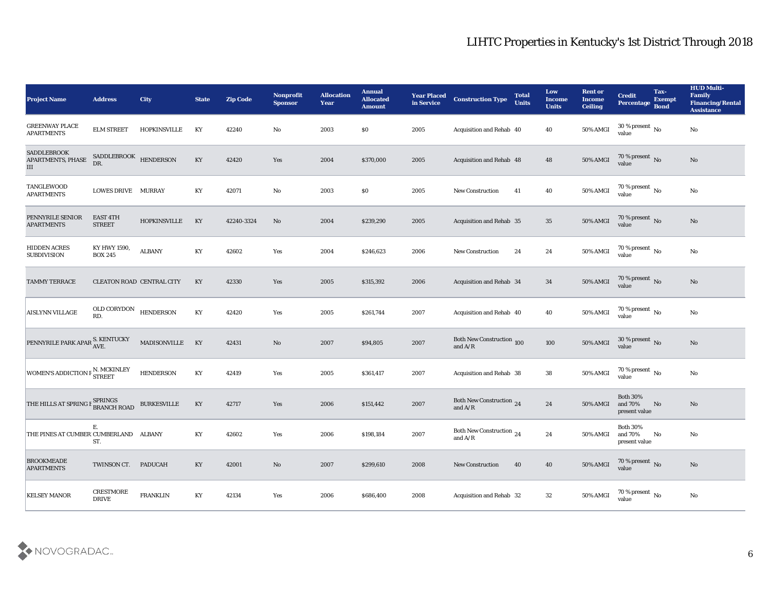# LIHTC Properties in Kentucky's 1st District Through 2018

| Project Name | Address | City | State | Zip Code | Nonprofit Sponsor | Allocation Year | Annual Allocated Amount | Year Placed in Service | Construction Type | Total Units | Low Income Units | Rent or Income Ceiling | Credit Percentage | Tax-Exempt Bond | HUD Multi-Family Financing/Rental Assistance |
|---|---|---|---|---|---|---|---|---|---|---|---|---|---|---|---|
| GREENWAY PLACE APARTMENTS | ELM STREET | HOPKINSVILLE | KY | 42240 | No | 2003 | $0 | 2005 | Acquisition and Rehab | 40 | 40 | 50% AMGI | 30 % present value | No | No |
| SADDLEBROOK APARTMENTS, PHASE III | SADDLEBROOK DR. | HENDERSON | KY | 42420 | Yes | 2004 | $370,000 | 2005 | Acquisition and Rehab | 48 | 48 | 50% AMGI | 70 % present value | No | No |
| TANGLEWOOD APARTMENTS | LOWES DRIVE | MURRAY | KY | 42071 | No | 2003 | $0 | 2005 | New Construction | 41 | 40 | 50% AMGI | 70 % present value | No | No |
| PENNYRILE SENIOR APARTMENTS | EAST 4TH STREET | HOPKINSVILLE | KY | 42240-3324 | No | 2004 | $239,290 | 2005 | Acquisition and Rehab | 35 | 35 | 50% AMGI | 70 % present value | No | No |
| HIDDEN ACRES SUBDIVISION | KY HWY 1590, BOX 245 | ALBANY | KY | 42602 | Yes | 2004 | $246,623 | 2006 | New Construction | 24 | 24 | 50% AMGI | 70 % present value | No | No |
| TAMMY TERRACE | CLEATON ROAD | CENTRAL CITY | KY | 42330 | Yes | 2005 | $315,392 | 2006 | Acquisition and Rehab | 34 | 34 | 50% AMGI | 70 % present value | No | No |
| AISLYNN VILLAGE | OLD CORYDON RD. | HENDERSON | KY | 42420 | Yes | 2005 | $261,744 | 2007 | Acquisition and Rehab | 40 | 40 | 50% AMGI | 70 % present value | No | No |
| PENNYRILE PARK APAR | S. KENTUCKY AVE. | MADISONVILLE | KY | 42431 | No | 2007 | $94,805 | 2007 | Both New Construction and A/R | 100 | 100 | 50% AMGI | 30 % present value | No | No |
| WOMEN'S ADDICTION F | N. MCKINLEY STREET | HENDERSON | KY | 42419 | Yes | 2005 | $361,417 | 2007 | Acquisition and Rehab | 38 | 38 | 50% AMGI | 70 % present value | No | No |
| THE HILLS AT SPRING F | SPRINGS BRANCH ROAD | BURKESVILLE | KY | 42717 | Yes | 2006 | $151,442 | 2007 | Both New Construction and A/R | 24 | 24 | 50% AMGI | Both 30% and 70% present value | No | No |
| THE PINES AT CUMBER | E. CUMBERLAND ST. | ALBANY | KY | 42602 | Yes | 2006 | $198,184 | 2007 | Both New Construction and A/R | 24 | 24 | 50% AMGI | Both 30% and 70% present value | No | No |
| BROOKMEADE APARTMENTS | TWINSON CT. | PADUCAH | KY | 42001 | No | 2007 | $299,610 | 2008 | New Construction | 40 | 40 | 50% AMGI | 70 % present value | No | No |
| KELSEY MANOR | CRESTMORE DRIVE | FRANKLIN | KY | 42134 | Yes | 2006 | $686,400 | 2008 | Acquisition and Rehab | 32 | 32 | 50% AMGI | 70 % present value | No | No |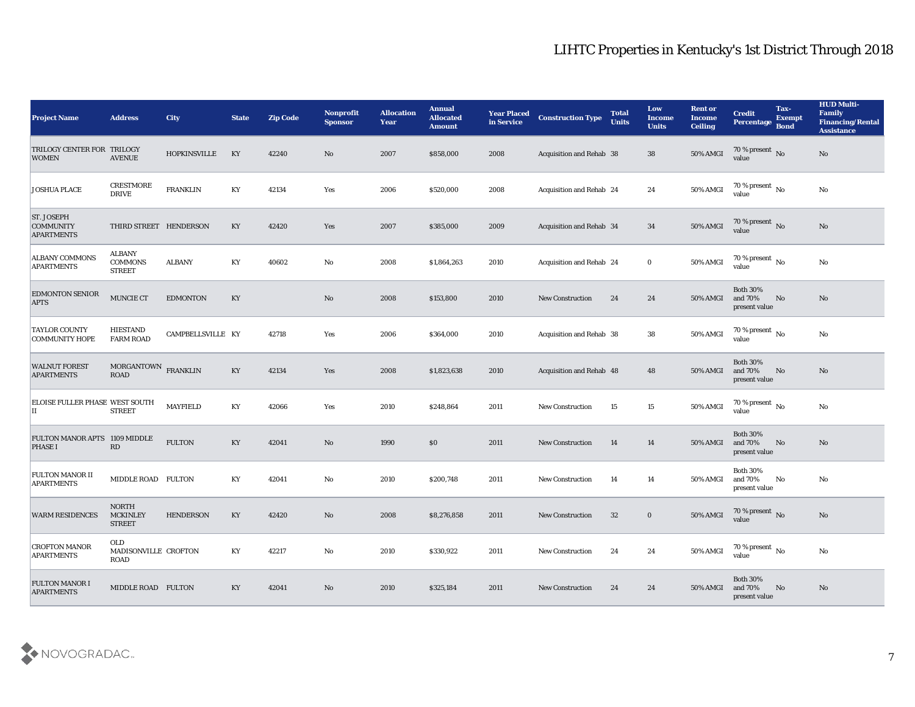# LIHTC Properties in Kentucky's 1st District Through 2018

| Project Name | Address | City | State | Zip Code | Nonprofit Sponsor | Allocation Year | Annual Allocated Amount | Year Placed in Service | Construction Type | Total Units | Low Income Units | Rent or Income Ceiling | Credit Percentage | Tax-Exempt Bond | HUD Multi-Family Financing/Rental Assistance |
|---|---|---|---|---|---|---|---|---|---|---|---|---|---|---|---|
| TRILOGY CENTER FOR WOMEN | TRILOGY AVENUE | HOPKINSVILLE | KY | 42240 | No | 2007 | $858,000 | 2008 | Acquisition and Rehab | 38 | 38 | 50% AMGI | 70 % present value | No | No |
| JOSHUA PLACE | CRESTMORE DRIVE | FRANKLIN | KY | 42134 | Yes | 2006 | $520,000 | 2008 | Acquisition and Rehab | 24 | 24 | 50% AMGI | 70 % present value | No | No |
| ST. JOSEPH COMMUNITY APARTMENTS | THIRD STREET | HENDERSON | KY | 42420 | Yes | 2007 | $385,000 | 2009 | Acquisition and Rehab | 34 | 34 | 50% AMGI | 70 % present value | No | No |
| ALBANY COMMONS APARTMENTS | ALBANY COMMONS STREET | ALBANY | KY | 40602 | No | 2008 | $1,864,263 | 2010 | Acquisition and Rehab | 24 | 0 | 50% AMGI | 70 % present value | No | No |
| EDMONTON SENIOR APTS | MUNCIE CT | EDMONTON | KY | | No | 2008 | $153,800 | 2010 | New Construction | 24 | 24 | 50% AMGI | Both 30% and 70% present value | No | No |
| TAYLOR COUNTY COMMUNITY HOPE | HIESTAND FARM ROAD | CAMPBELLSVILLE | KY | 42718 | Yes | 2006 | $364,000 | 2010 | Acquisition and Rehab | 38 | 38 | 50% AMGI | 70 % present value | No | No |
| WALNUT FOREST APARTMENTS | MORGANTOWN ROAD | FRANKLIN | KY | 42134 | Yes | 2008 | $1,823,638 | 2010 | Acquisition and Rehab | 48 | 48 | 50% AMGI | Both 30% and 70% present value | No | No |
| ELOISE FULLER PHASE II | WEST SOUTH STREET | MAYFIELD | KY | 42066 | Yes | 2010 | $248,864 | 2011 | New Construction | 15 | 15 | 50% AMGI | 70 % present value | No | No |
| FULTON MANOR APTS PHASE I | 1109 MIDDLE RD | FULTON | KY | 42041 | No | 1990 | $0 | 2011 | New Construction | 14 | 14 | 50% AMGI | Both 30% and 70% present value | No | No |
| FULTON MANOR II APARTMENTS | MIDDLE ROAD | FULTON | KY | 42041 | No | 2010 | $200,748 | 2011 | New Construction | 14 | 14 | 50% AMGI | Both 30% and 70% present value | No | No |
| WARM RESIDENCES | NORTH MCKINLEY STREET | HENDERSON | KY | 42420 | No | 2008 | $8,276,858 | 2011 | New Construction | 32 | 0 | 50% AMGI | 70 % present value | No | No |
| CROFTON MANOR APARTMENTS | OLD MADISONVILLE ROAD | CROFTON | KY | 42217 | No | 2010 | $330,922 | 2011 | New Construction | 24 | 24 | 50% AMGI | 70 % present value | No | No |
| FULTON MANOR I APARTMENTS | MIDDLE ROAD | FULTON | KY | 42041 | No | 2010 | $325,184 | 2011 | New Construction | 24 | 24 | 50% AMGI | Both 30% and 70% present value | No | No |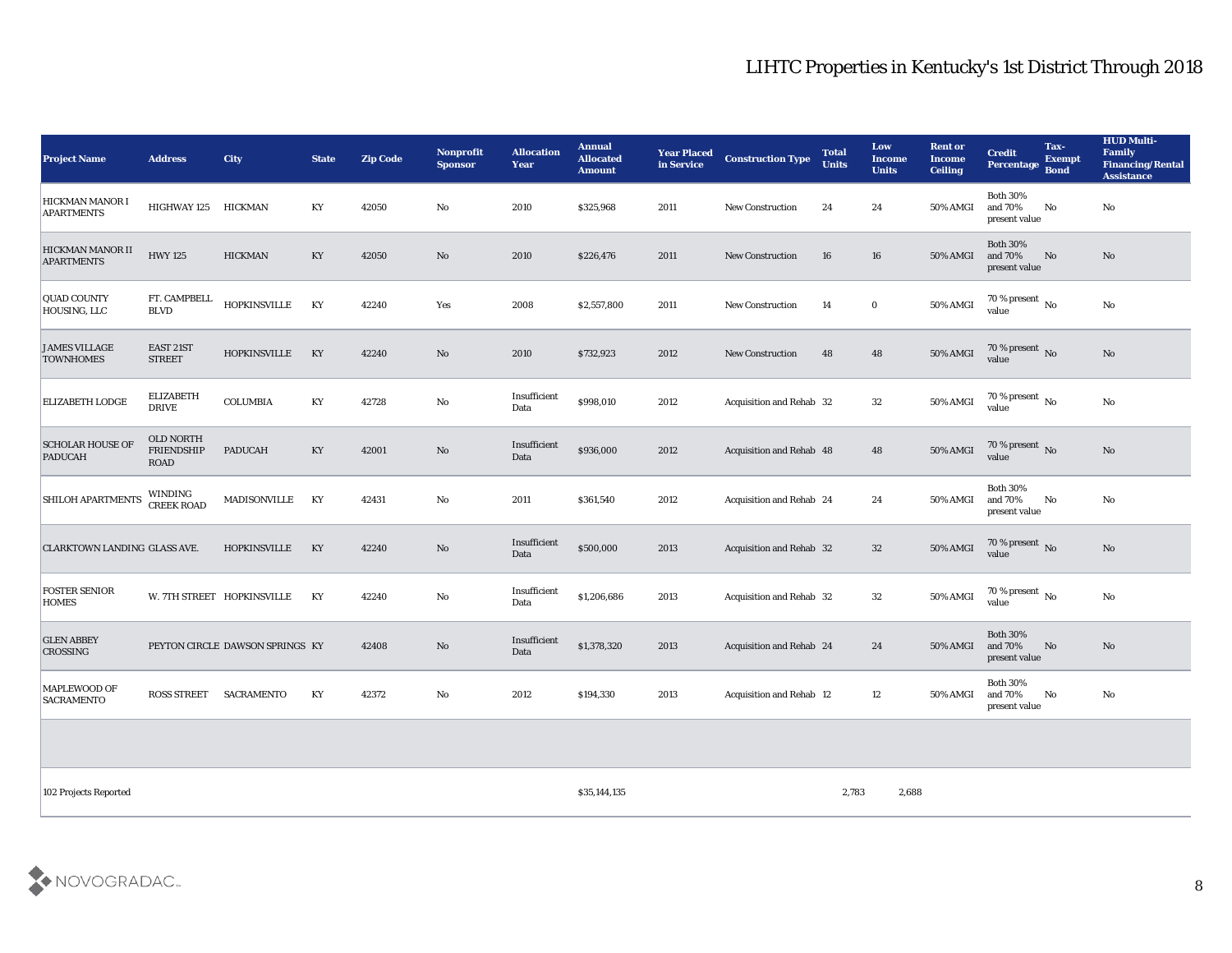# LIHTC Properties in Kentucky's 1st District Through 2018

| Project Name | Address | City | State | Zip Code | Nonprofit Sponsor | Allocation Year | Annual Allocated Amount | Year Placed in Service | Construction Type | Total Units | Low Income Units | Rent or Income Ceiling | Credit Percentage | Tax-Exempt Bond | HUD Multi-Family Financing/Rental Assistance |
|---|---|---|---|---|---|---|---|---|---|---|---|---|---|---|---|
| HICKMAN MANOR I APARTMENTS | HIGHWAY 125 | HICKMAN | KY | 42050 | No | 2010 | $325,968 | 2011 | New Construction | 24 | 24 | 50% AMGI | Both 30% and 70% present value | No | No |
| HICKMAN MANOR II APARTMENTS | HWY 125 | HICKMAN | KY | 42050 | No | 2010 | $226,476 | 2011 | New Construction | 16 | 16 | 50% AMGI | Both 30% and 70% present value | No | No |
| QUAD COUNTY HOUSING, LLC | FT. CAMPBELL BLVD | HOPKINSVILLE | KY | 42240 | Yes | 2008 | $2,557,800 | 2011 | New Construction | 14 | 0 | 50% AMGI | 70 % present value | No | No |
| JAMES VILLAGE TOWNHOMES | EAST 21ST STREET | HOPKINSVILLE | KY | 42240 | No | 2010 | $732,923 | 2012 | New Construction | 48 | 48 | 50% AMGI | 70 % present value | No | No |
| ELIZABETH LODGE | ELIZABETH DRIVE | COLUMBIA | KY | 42728 | No | Insufficient Data | $998,010 | 2012 | Acquisition and Rehab | 32 | 32 | 50% AMGI | 70 % present value | No | No |
| SCHOLAR HOUSE OF PADUCAH | OLD NORTH FRIENDSHIP ROAD | PADUCAH | KY | 42001 | No | Insufficient Data | $936,000 | 2012 | Acquisition and Rehab | 48 | 48 | 50% AMGI | 70 % present value | No | No |
| SHILOH APARTMENTS | WINDING CREEK ROAD | MADISONVILLE | KY | 42431 | No | 2011 | $361,540 | 2012 | Acquisition and Rehab | 24 | 24 | 50% AMGI | Both 30% and 70% present value | No | No |
| CLARKTOWN LANDING | GLASS AVE. | HOPKINSVILLE | KY | 42240 | No | Insufficient Data | $500,000 | 2013 | Acquisition and Rehab | 32 | 32 | 50% AMGI | 70 % present value | No | No |
| FOSTER SENIOR HOMES | W. 7TH STREET | HOPKINSVILLE | KY | 42240 | No | Insufficient Data | $1,206,686 | 2013 | Acquisition and Rehab | 32 | 32 | 50% AMGI | 70 % present value | No | No |
| GLEN ABBEY CROSSING | PEYTON CIRCLE | DAWSON SPRINGS | KY | 42408 | No | Insufficient Data | $1,378,320 | 2013 | Acquisition and Rehab | 24 | 24 | 50% AMGI | Both 30% and 70% present value | No | No |
| MAPLEWOOD OF SACRAMENTO | ROSS STREET | SACRAMENTO | KY | 42372 | No | 2012 | $194,330 | 2013 | Acquisition and Rehab | 12 | 12 | 50% AMGI | Both 30% and 70% present value | No | No |
| | | | | | | | | | | | | | | | |
| 102 Projects Reported | | | | | | | $35,144,135 | | | 2,783 | 2,688 | | | | |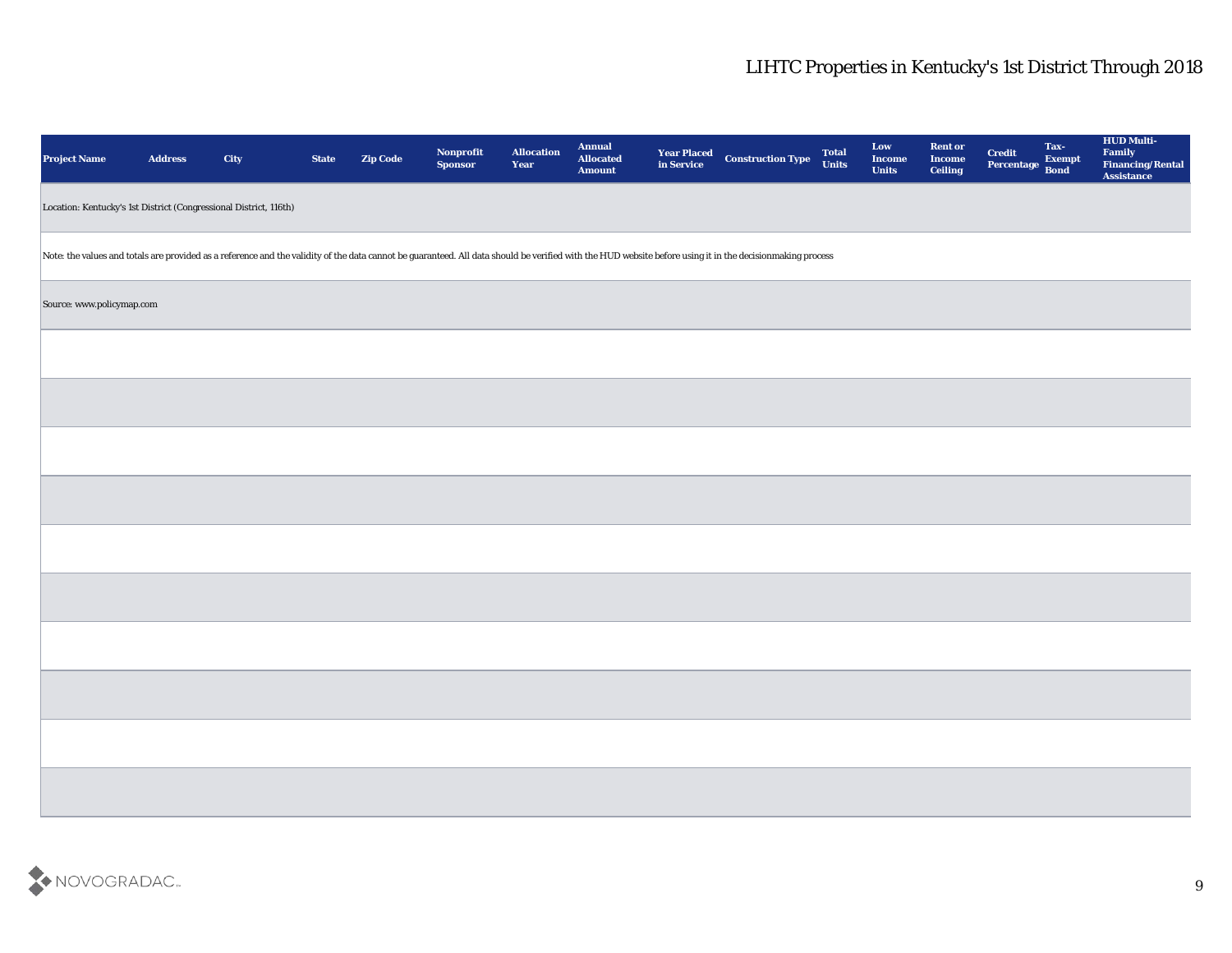# LIHTC Properties in Kentucky's 1st District Through 2018

| Project Name | Address | City | State | Zip Code | Nonprofit Sponsor | Allocation Year | Annual Allocated Amount | Year Placed in Service | Construction Type | Total Units | Low Income Units | Rent or Income Ceiling | Credit Percentage | Tax-Exempt Bond | HUD Multi-Family Financing/Rental Assistance |
|---|---|---|---|---|---|---|---|---|---|---|---|---|---|---|---|
| Location: Kentucky's 1st District (Congressional District, 116th) | | | | | | | | | | | | | | | |
| Note: the values and totals are provided as a reference and the validity of the data cannot be guaranteed. All data should be verified with the HUD website before using it in the decisionmaking process | | | | | | | | | | | | | | | |
| Source: www.policymap.com | | | | | | | | | | | | | | | |